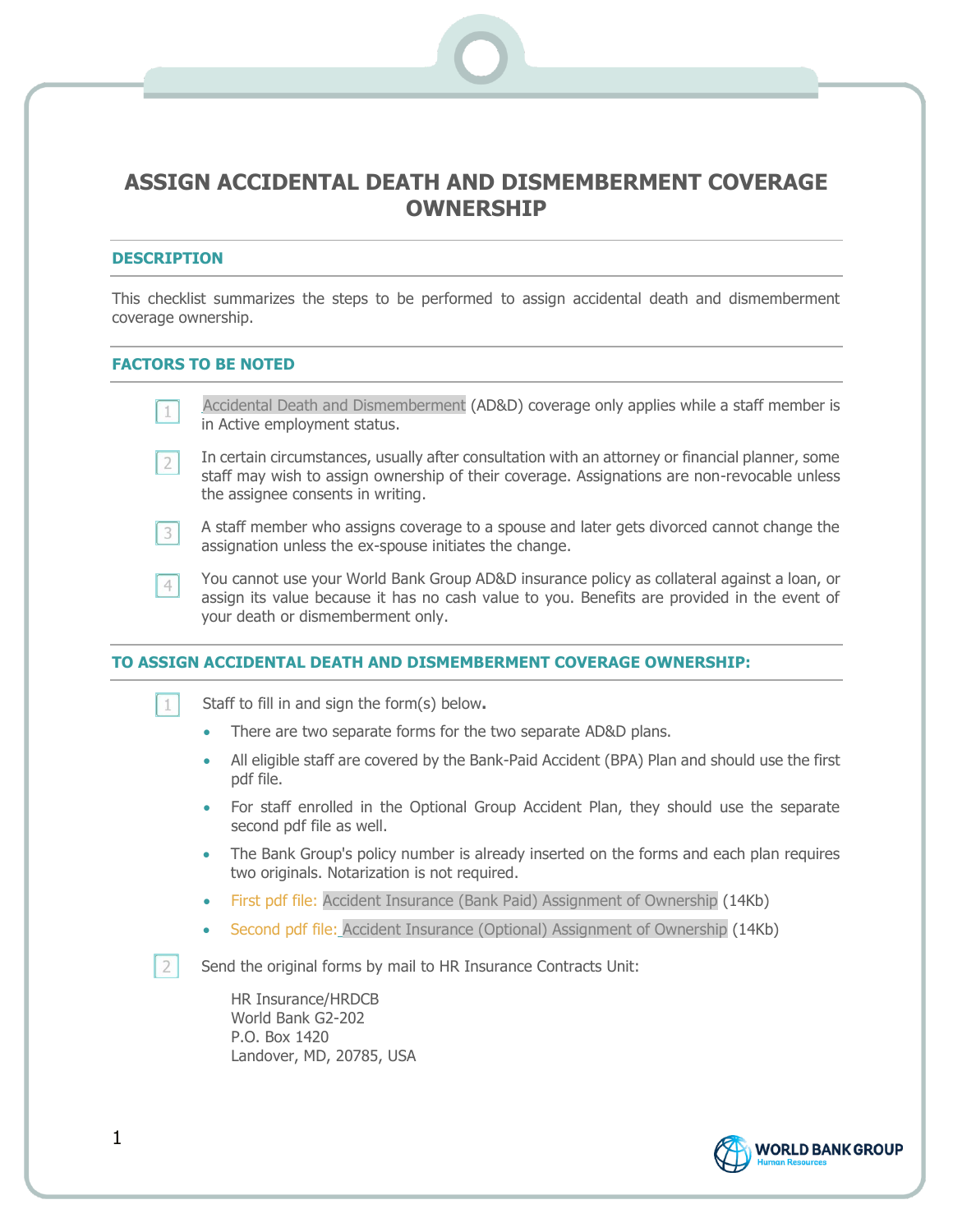# ASSIGN ACCIDENTAL DEATH AND DISMEMBERMENT COVERAGE OWNERSHIP

## DESCRIPTION

This checklist summarizes the steps to be performed to assign accidental death and dismemberment coverage ownership.

## FACTORS TO BE NOTED

1. Accidental Death and Dismemberment (AD&D) coverage only applies while a staff member is in Active employment status.

2. In certain circumstances, usually after consultation with an attorney or financial planner, some staff may wish to assign ownership of their coverage. Assignations are non-revocable unless the assignee consents in writing.

3. A staff member who assigns coverage to a spouse and later gets divorced cannot change the assignation unless the ex-spouse initiates the change.

4. You cannot use your World Bank Group AD&D insurance policy as collateral against a loan, or assign its value because it has no cash value to you. Benefits are provided in the event of your death or dismemberment only.

## TO ASSIGN ACCIDENTAL DEATH AND DISMEMBERMENT COVERAGE OWNERSHIP:

1. Staff to fill in and sign the form(s) below**.**
   - There are two separate forms for the two separate AD&D plans.
   - All eligible staff are covered by the Bank-Paid Accident (BPA) Plan and should use the first pdf file.
   - For staff enrolled in the Optional Group Accident Plan, they should use the separate second pdf file as well.
   - The Bank Group's policy number is already inserted on the forms and each plan requires two originals. Notarization is not required.
   - First pdf file: Accident Insurance (Bank Paid) Assignment of Ownership (14Kb)
   - Second pdf file: Accident Insurance (Optional) Assignment of Ownership (14Kb)

2. Send the original forms by mail to HR Insurance Contracts Unit:

   HR Insurance/HRDCB  
   World Bank G2-202  
   P.O. Box 1420  
   Landover, MD, 20785, USA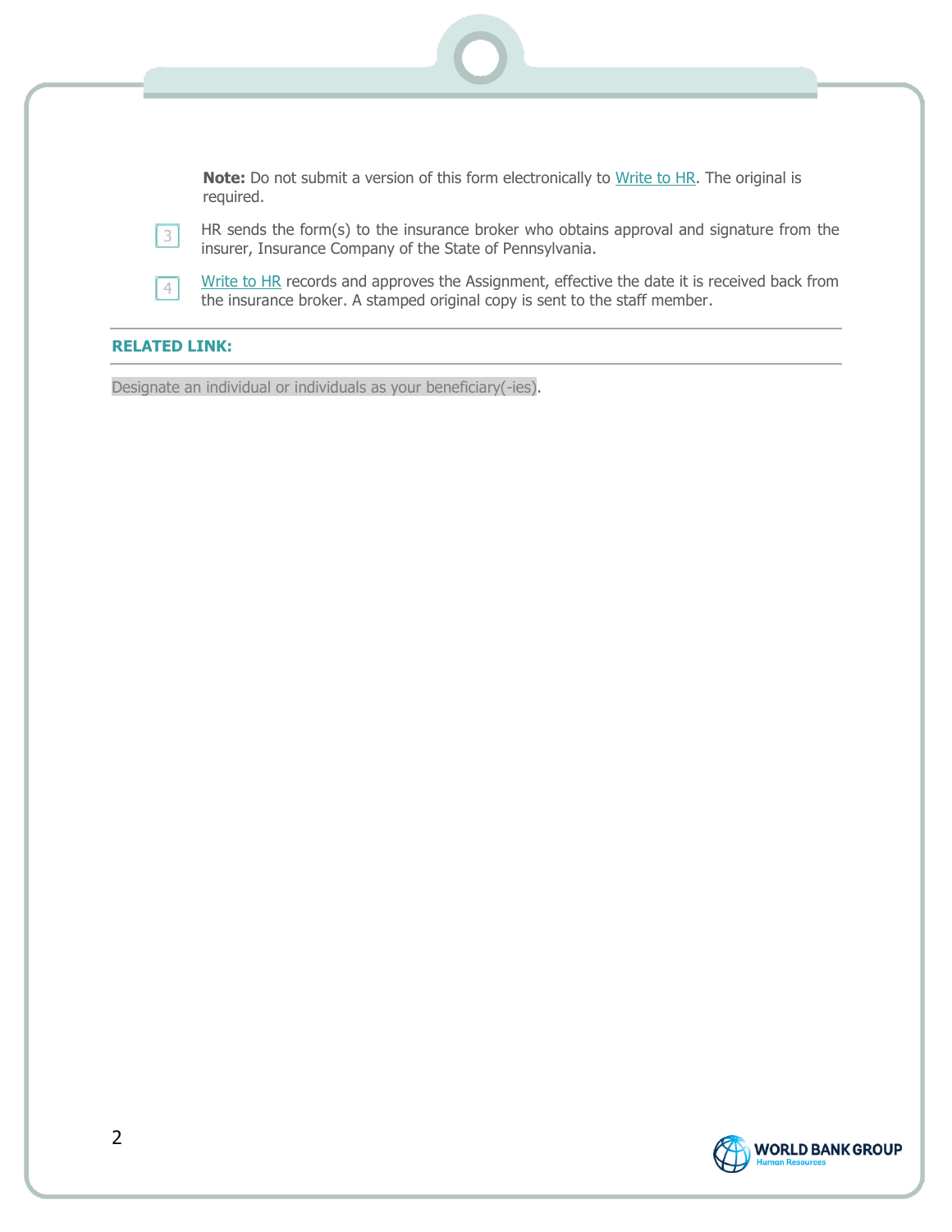**Note:** Do not submit a version of this form electronically to Write to HR. The original is required.

3. HR sends the form(s) to the insurance broker who obtains approval and signature from the insurer, Insurance Company of the State of Pennsylvania.

4. Write to HR records and approves the Assignment, effective the date it is received back from the insurance broker. A stamped original copy is sent to the staff member.

---

**RELATED LINK:**

---

Designate an individual or individuals as your beneficiary(-ies).